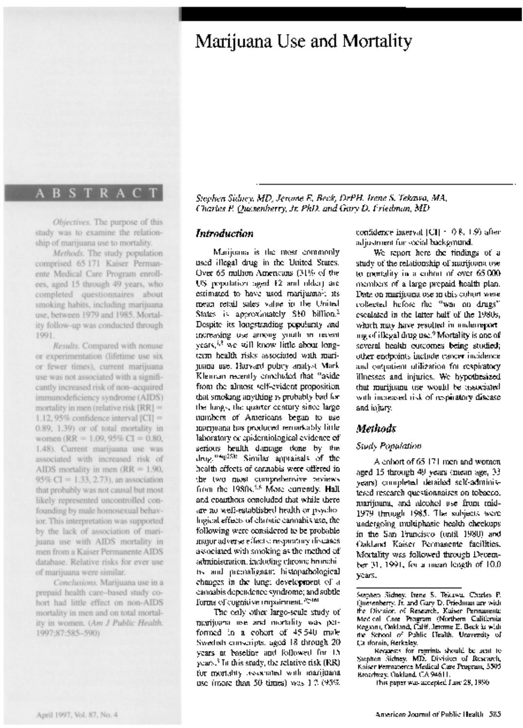# Marijuana Use and Mortality

*Stephen Sidney, MD, Jerome E. Beck, DrPH, Irene S. Tekawa, MA, Charles P. Quesenberry, Jr, PhD, and Gary D. Friedman, MD*

## ABSTRACT

*Objectives.* The purpose of this study was to examine the relationship of marijuana use to mortality.

*Methods.* The study population comprised 65 171 Kaiser Permanente Medical Care Program enrollees, aged 15 through 49 years, who completed questionnaires about smoking habits, including marijuana use, between 1979 and 1985. Mortality follow-up was conducted through 1991.

*Results.* Compared with nonuse or experimentation (lifetime use six or fewer times), current marijuana use was not associated with a significantly increased risk of non–acquired immunodeficiency syndrome (AIDS) mortality in men (relative risk [RR] = 1.12, 95% confidence interval [CI] = 0.89, 1.39) or of total mortality in women (RR = 1.09, 95% CI = 0.80, 1.48). Current marijuana use was associated with increased risk of AIDS mortality in men (RR = 1.90, 95% CI = 1.33, 2.73), an association that probably was not causal but most likely represented uncontrolled confounding by male homosexual behavior. This interpretation was supported by the lack of association of marijuana use with AIDS mortality in men from a Kaiser Permanente AIDS database. Relative risks for ever use of marijuana were similar.

*Conclusions.* Marijuana use in a prepaid health care–based study cohort had little effect on non-AIDS mortality in men and on total mortality in women. (*Am J Public Health.* 1997;87:585–590)

## Introduction

Marijuana is the most commonly used illegal drug in the United States. Over 65 million Americans (31% of the US population aged 12 and older) are estimated to have used marijuana[1]; its mean retail sales value in the United States is approximately $10 billion.[2] Despite its longstanding popularity and increasing use among youth in recent years,[1,3] we still know little about long-term health risks associated with marijuana use. Harvard policy analyst Mark Kleiman recently concluded that "aside from the almost self-evident proposition that smoking anything is probably bad for the lungs, the quarter century since large numbers of Americans began to use marijuana has produced remarkably little laboratory or epidemiological evidence of serious health damage done by the drug."[4(p253)] Similar appraisals of the health effects of cannabis were offered in the two most comprehensive reviews from the 1980s.[5,6] More currently, Hall and coauthors concluded that while there are no well-established health or psychological effects of chronic cannabis use, the following were considered to be probable major adverse effects: respiratory diseases associated with smoking as the method of administration, including chronic bronchitis and premalignant histopathological changes in the lung; development of a cannabis dependence syndrome; and subtle forms of cognitive impairment.[7(p10)]

The only other large-scale study of marijuana use and mortality was performed in a cohort of 45 540 male Swedish conscripts, aged 18 through 20 years at baseline and followed for 15 years.[8] In this study, the relative risk (RR) for mortality associated with marijuana use (more than 50 times) was 1.2 (95% confidence interval [CI] = 0.8, 1.9) after adjustment for social background.

We report here the findings of a study of the relationship of marijuana use to mortality in a cohort of over 65 000 members of a large prepaid health plan. Data on marijuana use in this cohort were collected before the "war on drugs" escalated in the latter half of the 1980s, which may have resulted in underreporting of illegal drug use.[9] Mortality is one of several health outcomes being studied; other endpoints include cancer incidence and outpatient utilization for respiratory illnesses and injuries. We hypothesized that marijuana use would be associated with increased risk of respiratory disease and injury.

## Methods

### Study Population

A cohort of 65 171 men and women aged 15 through 49 years (mean age, 33 years) completed detailed self-administered research questionnaires on tobacco, marijuana, and alcohol use from mid-1979 through 1985. The subjects were undergoing multiphasic health checkups in the San Francisco (until 1980) and Oakland Kaiser Permanente facilities. Mortality was followed through December 31, 1991, for a mean length of 10.0 years.

---

Stephen Sidney, Irene S. Tekawa, Charles P. Quesenberry, Jr, and Gary D. Friedman are with the Division of Research, Kaiser Permanente Medical Care Program (Northern California Region), Oakland, Calif. Jerome E. Beck is with the School of Public Health, University of California, Berkeley.

Requests for reprints should be sent to Stephen Sidney, MD, Division of Research, Kaiser Permanente Medical Care Program, 3505 Broadway, Oakland, CA 94611.

This paper was accepted June 28, 1996.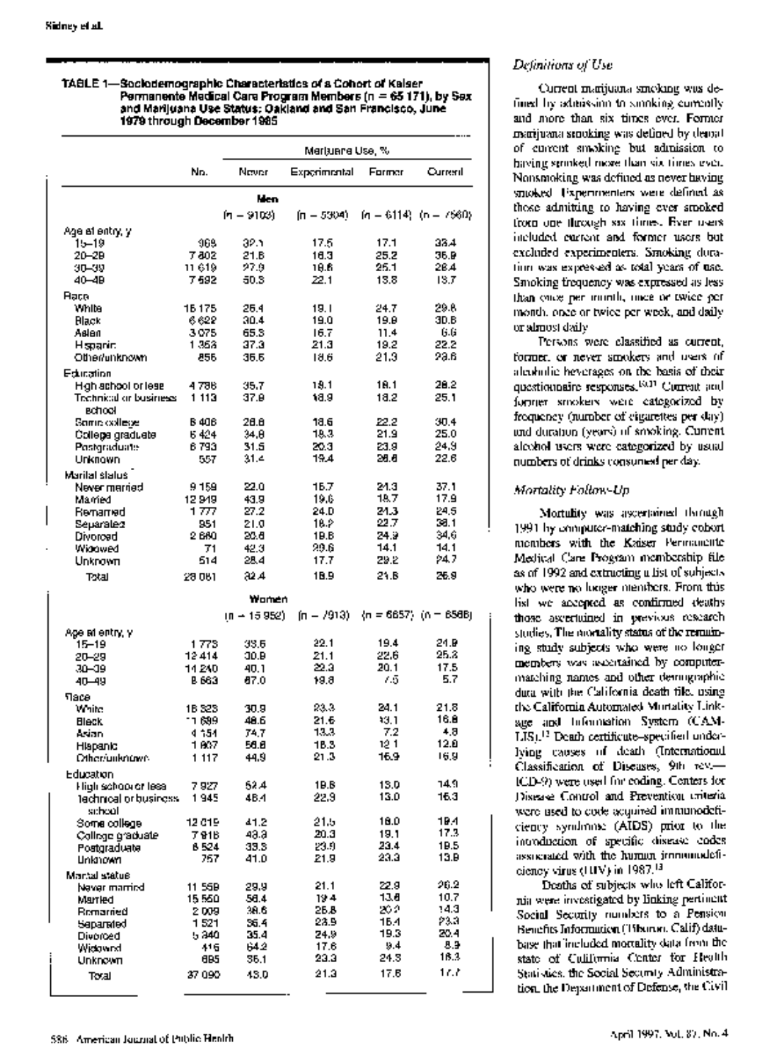**TABLE 1—Sociodemographic Characteristics of a Cohort of Kaiser Permanente Medical Care Program Members (n = 65 171), by Sex and Marijuana Use Status: Oakland and San Francisco, June 1979 through December 1985**

| | | Marijuana Use, % | | | |
|---|---|---|---|---|---|
| | No. | Never | Experimental | Former | Current |
| **Men** | | (n = 9103) | (n = 5304) | (n = 6114) | (n = 7560) |
| Age at entry, y | | | | | |
| 15–19 | 968 | 32.1 | 17.5 | 17.1 | 33.4 |
| 20–29 | 7 802 | 21.6 | 16.3 | 25.2 | 36.9 |
| 30–39 | 11 619 | 27.9 | 18.6 | 25.1 | 28.4 |
| 40–49 | 7 692 | 50.3 | 22.1 | 13.8 | 13.7 |
| Race | | | | | |
| White | 16 175 | 26.4 | 19.1 | 24.7 | 29.8 |
| Black | 6 622 | 30.4 | 19.0 | 19.8 | 30.8 |
| Asian | 3 075 | 65.3 | 16.7 | 11.4 | 6.6 |
| Hispanic | 1 353 | 37.3 | 21.3 | 19.2 | 22.2 |
| Other/unknown | 856 | 36.5 | 18.6 | 21.3 | 23.6 |
| Education | | | | | |
| High school or less | 4 786 | 35.7 | 18.1 | 18.1 | 28.2 |
| Technical or business school | 1 113 | 37.9 | 18.9 | 18.2 | 25.1 |
| Some college | 8 406 | 28.8 | 18.6 | 22.2 | 30.4 |
| College graduate | 5 424 | 34.8 | 18.3 | 21.9 | 25.0 |
| Postgraduate | 6 793 | 31.5 | 20.3 | 23.9 | 24.9 |
| Unknown | 557 | 31.4 | 19.4 | 26.6 | 22.6 |
| Marital status | | | | | |
| Never married | 9 159 | 22.0 | 16.7 | 24.3 | 37.1 |
| Married | 12 949 | 43.9 | 19.6 | 18.7 | 17.9 |
| Remarried | 1 777 | 27.2 | 24.0 | 24.3 | 24.5 |
| Separated | 951 | 21.0 | 18.2 | 22.7 | 38.1 |
| Divorced | 2 680 | 20.6 | 19.6 | 24.9 | 34.6 |
| Widowed | 71 | 42.3 | 29.6 | 14.1 | 14.1 |
| Unknown | 514 | 28.4 | 17.7 | 29.2 | 24.7 |
| Total | 28 081 | 32.4 | 18.9 | 21.8 | 26.9 |
| **Women** | | (n = 15 952) | (n = 7913) | (n = 6657) | (n = 6568) |
| Age at entry, y | | | | | |
| 15–19 | 1 773 | 33.6 | 22.1 | 19.4 | 24.9 |
| 20–29 | 12 414 | 30.9 | 21.1 | 22.6 | 25.3 |
| 30–39 | 14 240 | 40.1 | 22.3 | 20.1 | 17.5 |
| 40–49 | 8 663 | 67.0 | 19.8 | 7.5 | 5.7 |
| Race | | | | | |
| White | 18 323 | 30.9 | 23.3 | 24.1 | 21.8 |
| Black | 11 699 | 48.5 | 21.6 | 13.1 | 16.8 |
| Asian | 4 151 | 74.7 | 13.3 | 7.2 | 4.8 |
| Hispanic | 1 807 | 56.8 | 18.3 | 12.1 | 12.8 |
| Other/unknown | 1 117 | 44.9 | 21.3 | 16.9 | 16.9 |
| Education | | | | | |
| High school or less | 7 927 | 52.4 | 19.6 | 13.0 | 14.9 |
| Technical or business school | 1 945 | 48.4 | 22.3 | 13.0 | 16.3 |
| Some college | 12 019 | 41.2 | 21.5 | 18.0 | 19.4 |
| College graduate | 7 918 | 43.3 | 20.3 | 19.1 | 17.3 |
| Postgraduate | 6 524 | 33.3 | 23.9 | 23.4 | 19.5 |
| Unknown | 757 | 41.0 | 21.9 | 23.3 | 13.9 |
| Marital status | | | | | |
| Never married | 11 559 | 29.9 | 21.1 | 22.9 | 26.2 |
| Married | 15 550 | 56.4 | 19.4 | 13.6 | 10.7 |
| Remarried | 2 009 | 38.6 | 25.8 | 20.2 | 14.3 |
| Separated | 1 521 | 36.4 | 23.9 | 16.4 | 23.3 |
| Divorced | 5 340 | 35.4 | 24.9 | 19.3 | 20.4 |
| Widowed | 416 | 64.2 | 17.6 | 9.4 | 8.9 |
| Unknown | 695 | 36.1 | 23.3 | 24.3 | 16.3 |
| Total | 37 090 | 43.0 | 21.3 | 17.6 | 17.7 |

### *Definitions of Use*

Current marijuana smoking was defined by admission to smoking currently and more than six times ever. Former marijuana smoking was defined by denial of current smoking but admission to having smoked more than six times ever. Nonsmoking was defined as never having smoked. Experimenters were defined as those admitting to having ever smoked from one through six times. Ever users included current and former users but excluded experimenters. Smoking duration was expressed as total years of use. Smoking frequency was expressed as less than once per month, once or twice per month, once or twice per week, and daily or almost daily.

Persons were classified as current, former, or never smokers and users of alcoholic beverages on the basis of their questionnaire responses.[10,11] Current and former smokers were categorized by frequency (number of cigarettes per day) and duration (years) of smoking. Current alcohol users were categorized by usual numbers of drinks consumed per day.

### *Mortality Follow-Up*

Mortality was ascertained through 1991 by computer-matching study cohort members with the Kaiser Permanente Medical Care Program membership file as of 1992 and extracting a list of subjects who were no longer members. From this list we accepted as confirmed deaths those ascertained in previous research studies. The mortality status of the remaining study subjects who were no longer members was ascertained by computer-matching names and other demographic data with the California death file, using the California Automated Mortality Linkage and Information System (CAMLIS).[12] Death certificate–specified underlying causes of death (International Classification of Diseases, 9th rev—ICD-9) were used for coding. Centers for Disease Control and Prevention criteria were used to code acquired immunodeficiency syndrome (AIDS) prior to the introduction of specific disease codes associated with the human immunodeficiency virus (HIV) in 1987.[13]

Deaths of subjects who left California were investigated by linking pertinent Social Security numbers to a Pension Benefits Information (Tiburon, Calif) database that included mortality data from the state of California Center for Health Statistics, the Social Security Administration, the Department of Defense, the Civil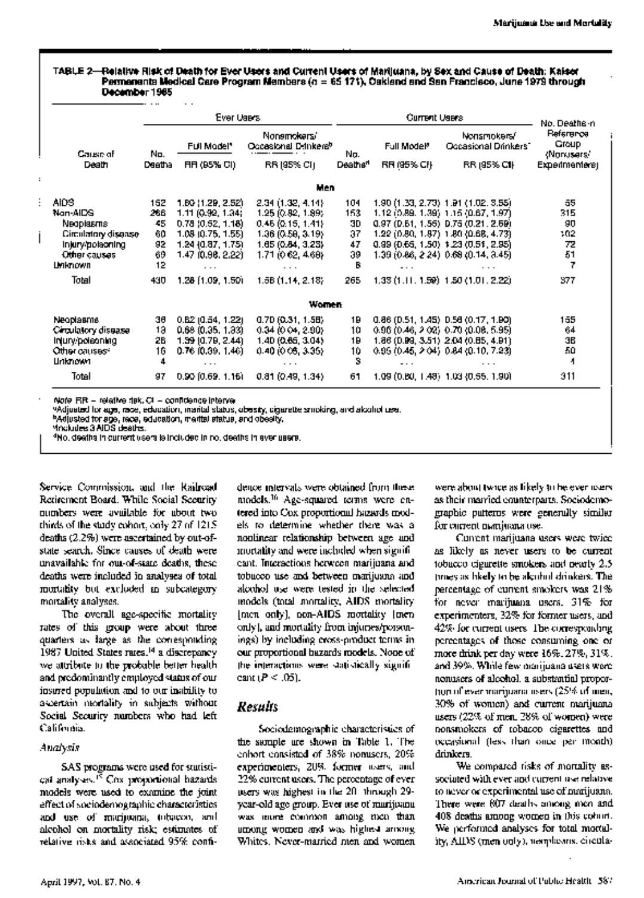TABLE 2—Relative Risk of Death for Ever Users and Current Users of Marijuana, by Sex and Cause of Death: Kaiser Permanente Medical Care Program Members (n = 65 171), Oakland and San Francisco, June 1979 through December 1985

| Cause of Death | Ever Users | | | Current Users | | | No. Deaths in Reference Group (Nonusers/ Experimenters) |
|---|---|---|---|---|---|---|---|
| | No. Deaths | Full Model[a] RR (95% CI) | Nonsmokers/ Occasional Drinkers[b] RR (95% CI) | No. Deaths[d] | Full Model[a] RR (95% CI) | Nonsmokers/ Occasional Drinkers[b] RR (95% CI) | |
| **Men** | | | | | | | |
| AIDS | 152 | 1.80 (1.29, 2.52) | 2.34 (1.32, 4.14) | 104 | 1.90 (1.33, 2.73) | 1.91 (1.02, 3.55) | 55 |
| Non-AIDS | 266 | 1.11 (0.92, 1.34) | 1.25 (0.82, 1.89) | 153 | 1.12 (0.89, 1.39) | 1.15 (0.67, 1.97) | 315 |
| Neoplasms | 45 | 0.78 (0.52, 1.18) | 0.46 (0.15, 1.41) | 30 | 0.97 (0.61, 1.55) | 0.75 (0.21, 2.69) | 90 |
| Circulatory disease | 60 | 1.08 (0.75, 1.55) | 1.36 (0.58, 3.19) | 37 | 1.22 (0.80, 1.87) | 1.80 (0.68, 4.73) | 102 |
| Injury/poisoning | 92 | 1.24 (0.87, 1.75) | 1.65 (0.84, 3.23) | 47 | 0.99 (0.65, 1.50) | 1.23 (0.51, 2.95) | 72 |
| Other causes | 69 | 1.47 (0.98, 2.22) | 1.71 (0.62, 4.68) | 39 | 1.39 (0.86, 2.24) | 0.68 (0.14, 3.45) | 51 |
| Unknown | 12 | ... | ... | 8 | ... | ... | 7 |
| Total | 430 | 1.28 (1.09, 1.50) | 1.56 (1.14, 2.18) | 265 | 1.33 (1.11, 1.59) | 1.50 (1.01, 2.22) | 377 |
| **Women** | | | | | | | |
| Neoplasms | 38 | 0.82 (0.54, 1.22) | 0.70 (0.31, 1.58) | 19 | 0.86 (0.51, 1.45) | 0.56 (0.17, 1.80) | 155 |
| Circulatory disease | 13 | 0.68 (0.35, 1.33) | 0.34 (0.04, 2.90) | 10 | 0.96 (0.46, 2.02) | 0.70 (0.08, 5.95) | 64 |
| Injury/poisoning | 26 | 1.39 (0.79, 2.44) | 1.40 (0.65, 3.04) | 19 | 1.86 (0.99, 3.51) | 2.04 (0.85, 4.91) | 38 |
| Other causes[c] | 16 | 0.76 (0.39, 1.46) | 0.40 (0.05, 3.35) | 10 | 0.95 (0.45, 2.04) | 0.84 (0.10, 7.23) | 50 |
| Unknown | 4 | ... | ... | 3 | ... | ... | 4 |
| Total | 97 | 0.90 (0.69, 1.16) | 0.81 (0.49, 1.34) | 61 | 1.09 (0.80, 1.48) | 1.03 (0.55, 1.90) | 311 |

Note. RR = relative risk; CI = confidence interval.
[a]Adjusted for age, race, education, marital status, obesity, cigarette smoking, and alcohol use.
[b]Adjusted for age, race, education, marital status, and obesity.
[c]Includes 3 AIDS deaths.
[d]No. deaths in current users is included in no. deaths in ever users.

Service Commission, and the Railroad Retirement Board. While Social Security numbers were available for about two thirds of the study cohort, only 27 of 1215 deaths (2.2%) were ascertained by out-of-state search. Since causes of death were unavailable for out-of-state deaths, these deaths were included in analyses of total mortality but excluded in subcategory mortality analyses.

The overall age-specific mortality rates of this group were about three quarters as large as the corresponding 1987 United States rates,[14] a discrepancy we attribute to the probable better health and predominantly employed status of our insured population and to our inability to ascertain mortality in subjects without Social Security numbers who had left California.

*Analysis*

SAS programs were used for statistical analyses.[15] Cox proportional hazards models were used to examine the joint effect of sociodemographic characteristics and use of marijuana, tobacco, and alcohol on mortality risk; estimates of relative risks and associated 95% confidence intervals were obtained from these models.[16] Age-squared terms were entered into Cox proportional hazards models to determine whether there was a nonlinear relationship between age and mortality and were included when significant. Interactions between marijuana and tobacco use and between marijuana and alcohol use were tested in the selected models (total mortality, AIDS mortality [men only], non-AIDS mortality [men only], and mortality from injuries/poisonings) by including cross-product terms in our proportional hazards models. None of the interactions were statistically significant ($P < .05$).

## Results

Sociodemographic characteristics of the sample are shown in Table 1. The cohort consisted of 38% nonusers, 20% experimenters, 20% former users, and 22% current users. The percentage of ever users was highest in the 20- through 29-year-old age group. Ever use of marijuana was more common among men than among women and was highest among Whites. Never-married men and women were about twice as likely to be ever users as their married counterparts. Sociodemographic patterns were generally similar for current marijuana use.

Current marijuana users were twice as likely as never users to be current tobacco cigarette smokers and nearly 2.5 times as likely to be alcohol drinkers. The percentage of current smokers was 21% for never marijuana users, 31% for experimenters, 32% for former users, and 42% for current users. The corresponding percentages of those consuming one or more drink per day were 16%, 27%, 31%, and 39%. While few marijuana users were nonusers of alcohol, a substantial proportion of ever marijuana users (25% of men, 30% of women) and current marijuana users (22% of men, 28% of women) were nonsmokers of tobacco cigarettes and occasional (less than once per month) drinkers.

We compared risks of mortality associated with ever and current use relative to never or experimental use of marijuana. There were 807 deaths among men and 408 deaths among women in this cohort. We performed analyses for total mortality, AIDS (men only), neoplasms, circula-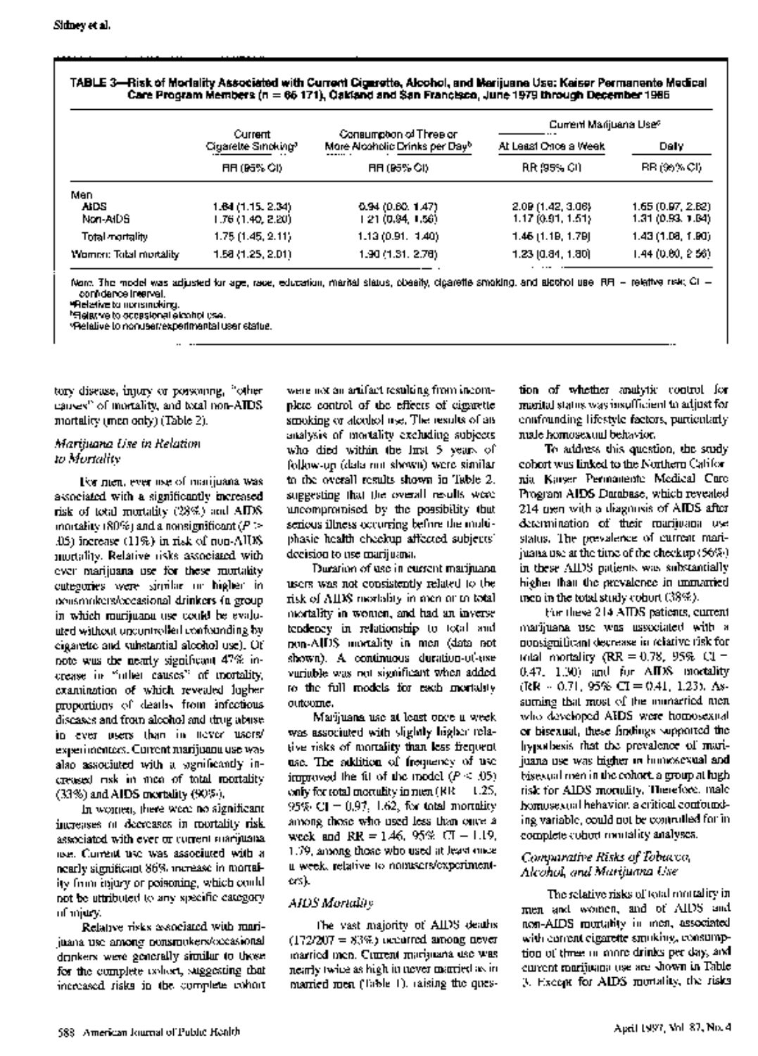TABLE 3—Risk of Mortality Associated with Current Cigarette, Alcohol, and Marijuana Use: Kaiser Permanente Medical Care Program Members (n = 65 171), Oakland and San Francisco, June 1979 through December 1985

| | Current Cigarette Smoking[a] | Consumption of Three or More Alcoholic Drinks per Day[b] | Current Marijuana Use[c] | |
|---|---|---|---|---|
| | | | At Least Once a Week | Daily |
| | RR (95% CI) | RR (95% CI) | RR (95% CI) | RR (95% CI) |
| Men | | | | |
| AIDS | 1.64 (1.15, 2.34) | 0.94 (0.60, 1.47) | 2.09 (1.42, 3.06) | 1.65 (0.97, 2.82) |
| Non-AIDS | 1.76 (1.40, 2.20) | 1.21 (0.94, 1.56) | 1.17 (0.91, 1.51) | 1.31 (0.93, 1.84) |
| Total mortality | 1.75 (1.45, 2.11) | 1.13 (0.91, 1.40) | 1.46 (1.19, 1.79) | 1.43 (1.08, 1.90) |
| Women: Total mortality | 1.58 (1.25, 2.01) | 1.90 (1.31, 2.76) | 1.23 (0.84, 1.80) | 1.44 (0.80, 2.56) |

Note. The model was adjusted for age, race, education, marital status, obesity, cigarette smoking, and alcohol use. RR = relative risk; CI = confidence interval.
[a]Relative to nonsmoking.
[b]Relative to occasional alcohol use.
[c]Relative to nonuser/experimental user status.

tory disease, injury or poisoning, "other causes" of mortality, and total non-AIDS mortality (men only) (Table 2).

### *Marijuana Use in Relation to Mortality*

For men, ever use of marijuana was associated with a significantly increased risk of total mortality (28%) and AIDS mortality (80%) and a nonsignificant ($P > .05$) increase (11%) in risk of non-AIDS mortality. Relative risks associated with ever marijuana use for these mortality categories were similar or higher in nonsmokers/occasional drinkers (a group in which marijuana use could be evaluated without uncontrolled confounding by cigarette and substantial alcohol use). Of note was the nearly significant 47% increase in "other causes" of mortality, examination of which revealed higher proportions of deaths from infectious diseases and from alcohol and drug abuse in ever users than in never users/experimenters. Current marijuana use was also associated with a significantly increased risk in men of total mortality (33%) and AIDS mortality (90%).

In women, there were no significant increases or decreases in mortality risk associated with ever or current marijuana use. Current use was associated with a nearly significant 86% increase in mortality from injury or poisoning, which could not be attributed to any specific category of injury.

Relative risks associated with marijuana use among nonsmokers/occasional drinkers were generally similar to those for the complete cohort, suggesting that increased risks in the complete cohort were not an artifact resulting from incomplete control of the effects of cigarette smoking or alcohol use. The results of an analysis of mortality excluding subjects who died within the first 5 years of follow-up (data not shown) were similar to the overall results shown in Table 2, suggesting that the overall results were uncompromised by the possibility that serious illness occurring before the multiphasic health checkup affected subjects' decision to use marijuana.

Duration of use in current marijuana users was not consistently related to the risk of AIDS mortality in men or to total mortality in women, and had an inverse tendency in relationship to total and non-AIDS mortality in men (data not shown). A continuous duration-of-use variable was not significant when added to the full models for each mortality outcome.

Marijuana use at least once a week was associated with slightly higher relative risks of mortality than less frequent use. The addition of frequency of use improved the fit of the model ($P < .05$) only for total mortality in men (RR = 1.25, 95% CI = 0.97, 1.62, for total mortality among those who used less than once a week and RR = 1.46, 95% CI = 1.19, 1.79, among those who used at least once a week, relative to nonusers/experimenters).

### *AIDS Mortality*

The vast majority of AIDS deaths (172/207 = 83%) occurred among never married men. Current marijuana use was nearly twice as high in never married as in married men (Table 1), raising the question of whether analytic control for marital status was insufficient to adjust for confounding lifestyle factors, particularly male homosexual behavior.

To address this question, the study cohort was linked to the Northern California Kaiser Permanente Medical Care Program AIDS Database, which revealed 214 men with a diagnosis of AIDS after determination of their marijuana use status. The prevalence of current marijuana use at the time of the checkup (56%) in these AIDS patients was substantially higher than the prevalence in unmarried men in the total study cohort (38%).

For these 214 AIDS patients, current marijuana use was associated with a nonsignificant decrease in relative risk for total mortality (RR = 0.78, 95% CI = 0.47, 1.30) and for AIDS mortality (RR = 0.71, 95% CI = 0.41, 1.23). Assuming that most of the unmarried men who developed AIDS were homosexual or bisexual, these findings supported the hypothesis that the prevalence of marijuana use was higher in homosexual and bisexual men in the cohort, a group at high risk for AIDS mortality. Therefore, male homosexual behavior, a critical confounding variable, could not be controlled for in complete cohort mortality analyses.

### *Comparative Risks of Tobacco, Alcohol, and Marijuana Use*

The relative risks of total mortality in men and women, and of AIDS and non-AIDS mortality in men, associated with current cigarette smoking, consumption of three or more drinks per day, and current marijuana use are shown in Table 3. Except for AIDS mortality, the risks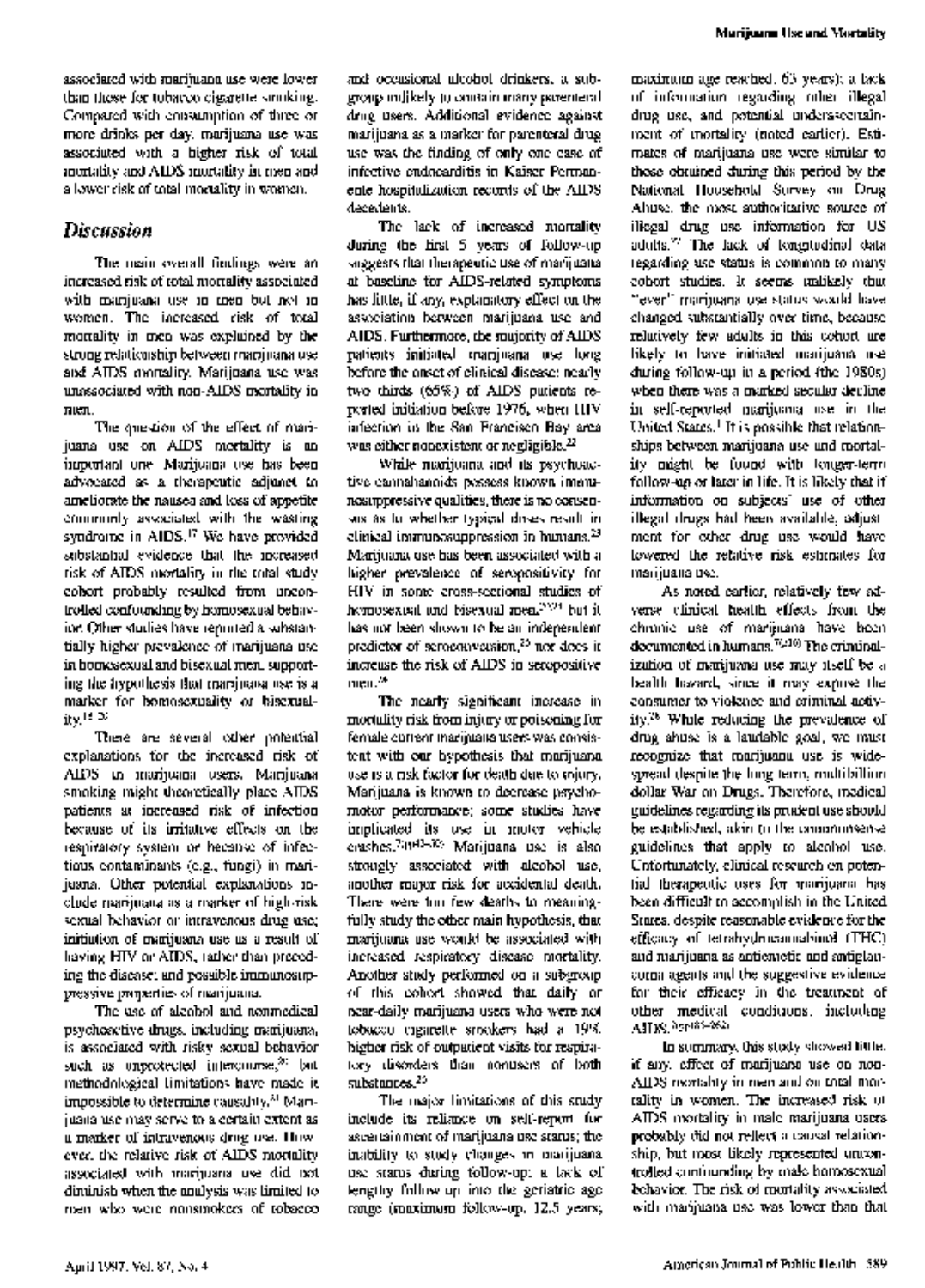associated with marijuana use were lower than those for tobacco cigarette smoking. Compared with consumption of three or more drinks per day, marijuana use was associated with a higher risk of total mortality and AIDS mortality in men and a lower risk of total mortality in women.

## Discussion

The main overall findings were an increased risk of total mortality associated with marijuana use in men but not in women. The increased risk of total mortality in men was explained by the strong relationship between marijuana use and AIDS mortality. Marijuana use was unassociated with non-AIDS mortality in men.

The question of the effect of marijuana use on AIDS mortality is an important one. Marijuana use has been advocated as a therapeutic adjunct to ameliorate the nausea and loss of appetite commonly associated with the wasting syndrome in AIDS.[17] We have provided substantial evidence that the increased risk of AIDS mortality in the total study cohort probably resulted from uncontrolled confounding by homosexual behavior. Other studies have reported a substantially higher prevalence of marijuana use in homosexual and bisexual men, supporting the hypothesis that marijuana use is a marker for homosexuality or bisexuality.[18-20]

There are several other potential explanations for the increased risk of AIDS in marijuana users. Marijuana smoking might theoretically place AIDS patients at increased risk of infection because of its irritative effects on the respiratory system or because of infectious contaminants (e.g., fungi) in marijuana. Other potential explanations include marijuana as a marker of high-risk sexual behavior or intravenous drug use; initiation of marijuana use as a result of having HIV or AIDS, rather than preceding the disease; and possible immunosuppressive properties of marijuana.

The use of alcohol and nonmedical psychoactive drugs, including marijuana, is associated with risky sexual behavior such as unprotected intercourse,[20] but methodological limitations have made it impossible to determine causality.[21] Marijuana use may serve to a certain extent as a marker of intravenous drug use. However, the relative risk of AIDS mortality associated with marijuana use did not diminish when the analysis was limited to men who were nonsmokers of tobacco and occasional alcohol drinkers, a subgroup unlikely to contain many parenteral drug users. Additional evidence against marijuana as a marker for parenteral drug use was the finding of only one case of infective endocarditis in Kaiser Permanente hospitalization records of the AIDS decedents.

The lack of increased mortality during the first 5 years of follow-up suggests that therapeutic use of marijuana at baseline for AIDS-related symptoms has little, if any, explanatory effect on the association between marijuana use and AIDS. Furthermore, the majority of AIDS patients initiated marijuana use long before the onset of clinical disease: nearly two thirds (65%) of AIDS patients reported initiation before 1976, when HIV infection in the San Francisco Bay area was either nonexistent or negligible.[22]

While marijuana and its psychoactive cannabinoids possess known immunosuppressive qualities, there is no consensus as to whether typical doses result in clinical immunosuppression in humans.[23] Marijuana use has been associated with a higher prevalence of seropositivity for HIV in some cross-sectional studies of homosexual and bisexual men,[20,24] but it has not been shown to be an independent predictor of seroconversion,[25] nor does it increase the risk of AIDS in seropositive men.[26]

The nearly significant increase in mortality risk from injury or poisoning for female current marijuana users was consistent with our hypothesis that marijuana use is a risk factor for death due to injury. Marijuana is known to decrease psychomotor performance; some studies have implicated its use in motor vehicle crashes.[7(pp43-70)] Marijuana use is also strongly associated with alcohol use, another major risk for accidental death. There were too few deaths to meaningfully study the other main hypothesis, that marijuana use would be associated with increased respiratory disease mortality. Another study performed on a subgroup of this cohort showed that daily or near-daily marijuana users who were not tobacco cigarette smokers had a 19% higher risk of outpatient visits for respiratory disorders than nonusers of both substances.[25]

The major limitations of this study include its reliance on self-report for ascertainment of marijuana use status; the inability to study changes in marijuana use status during follow-up; a lack of lengthy follow-up into the geriatric age range (maximum follow-up, 12.5 years; maximum age reached, 63 years); a lack of information regarding other illegal drug use, and potential underascertainment of mortality (noted earlier). Estimates of marijuana use were similar to those obtained during this period by the National Household Survey on Drug Abuse, the most authoritative source of illegal drug use information for US adults.[27] The lack of longitudinal data regarding use status is common to many cohort studies. It seems unlikely that "ever" marijuana use status would have changed substantially over time, because relatively few adults in this cohort are likely to have initiated marijuana use during follow-up in a period (the 1980s) when there was a marked secular decline in self-reported marijuana use in the United States.[1] It is possible that relationships between marijuana use and mortality might be found with longer-term follow-up or later in life. It is likely that if information on subjects' use of other illegal drugs had been available, adjustment for other drug use would have lowered the relative risk estimates for marijuana use.

As noted earlier, relatively few adverse clinical health effects from the chronic use of marijuana have been documented in humans.[7,9,10] The criminalization of marijuana use may itself be a health hazard, since it may expose the consumer to violence and criminal activity.[28] While reducing the prevalence of drug abuse is a laudable goal, we must recognize that marijuana use is widespread despite the long term, multibillion dollar War on Drugs. Therefore, medical guidelines regarding its prudent use should be established, akin to the commonsense guidelines that apply to alcohol use. Unfortunately, clinical research on potential therapeutic uses for marijuana has been difficult to accomplish in the United States, despite reasonable evidence for the efficacy of tetrahydrocannabinol (THC) and marijuana as antiemetic and antiglaucoma agents and the suggestive evidence for their efficacy in the treatment of other medical conditions, including AIDS.[7(pp185-262)]

In summary, this study showed little, if any, effect of marijuana use on non-AIDS mortality in men and on total mortality in women. The increased risk of AIDS mortality in male marijuana users probably did not reflect a causal relationship, but most likely represented uncontrolled confounding by male homosexual behavior. The risk of mortality associated with marijuana use was lower than that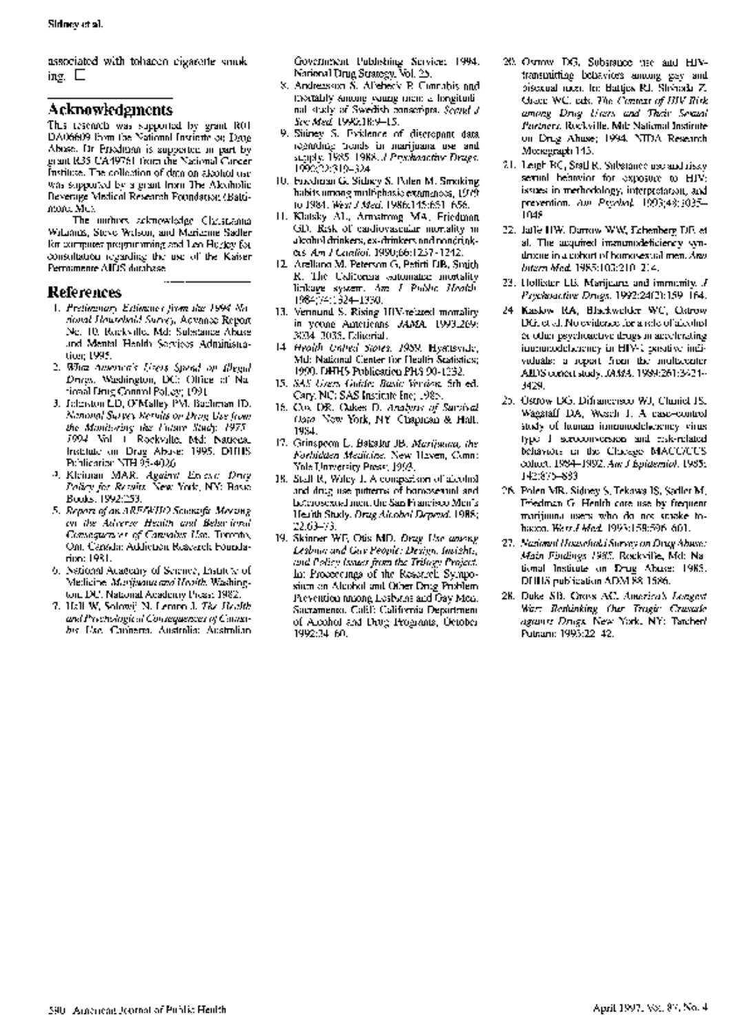associated with tobacco cigarette smoking. □

## Acknowledgments

This research was supported by grant R01 DA06609 from the National Institute on Drug Abuse. Dr Friedman is supported in part by grant K35 CA49761 from the National Cancer Institute. The collection of data on alcohol use was supported by a grant from The Alcoholic Beverage Medical Research Foundation (Baltimore, Md).

The authors acknowledge Christeanna Williams, Steve Wilson, and Marianne Sadler for computer programming and Leo Hurley for consultation regarding the use of the Kaiser Permanente AIDS database.

## References

1. *Preliminary Estimates from the 1994 National Household Survey*, Advance Report No. 10. Rockville, Md: Substance Abuse and Mental Health Services Administration; 1995.
2. *What America's Users Spend on Illegal Drugs*. Washington, DC: Office of National Drug Control Policy; 1991.
3. Johnston LD, O'Malley PM, Bachman JD. *National Survey Results on Drug Use from the Monitoring the Future Study: 1975–1994*. Vol. 1. Rockville, Md: National Institute on Drug Abuse; 1995. DHHS Publication NIH 95-4026.
4. Kleiman MAR. *Against Excess: Drug Policy for Results*. New York, NY: Basic Books; 1992:253.
5. *Report of an ARF/WHO Scientific Meeting on the Adverse Health and Behavioral Consequences of Cannabis Use*. Toronto, Ont, Canada: Addiction Research Foundation; 1981.
6. National Academy of Science, Institute of Medicine. *Marijuana and Health*. Washington, DC: National Academy Press; 1982.
7. Hall W, Solowij N, Lemon J. *The Health and Psychological Consequences of Cannabis Use*. Canberra, Australia: Australian Government Publishing Service; 1994. National Drug Strategy, Vol. 25.
8. Andreasson S, Allebeck P. Cannabis and mortality among young men: a longitudinal study of Swedish conscripts. *Scand J Soc Med*. 1990;18:9–15.
9. Sidney S. Evidence of discrepant data regarding trends in marijuana use and supply, 1985–1988. *J Psychoactive Drugs*. 1990;22:319–324.
10. Friedman G, Sidney S, Polen M. Smoking habits among multiphasic examinees, 1979 to 1984. *West J Med*. 1986;145:651–656.
11. Klatsky AL, Armstrong MA, Friedman GD. Risk of cardiovascular mortality in alcohol drinkers, ex-drinkers and nondrinkers. *Am J Cardiol*. 1990;66:1237–1242.
12. Arellano M, Peterson G, Petitti DB, Smith R. The California automated mortality linkage system. *Am J Public Health*. 1984;74:1324–1330.
13. Vermund S. Rising HIV-related mortality in young Americans. *JAMA*. 1993;269:3034–3035. Editorial.
14. *Health United States, 1989*. Hyattsville, Md: National Center for Health Statistics; 1990. DHHS Publication PHS 90-1232.
15. *SAS Users Guide: Basic Version*. 5th ed. Cary, NC: SAS Institute Inc; 1985.
16. Cox DR, Oakes D. *Analysis of Survival Data*. New York, NY: Chapman & Hall; 1984.
17. Grinspoon L, Bakalar JB. *Marijuana, the Forbidden Medicine*. New Haven, Conn: Yale University Press; 1993.
18. Stall R, Wiley J. A comparison of alcohol and drug use patterns of homosexual and heterosexual men: the San Francisco Men's Health Study. *Drug Alcohol Depend*. 1988;22:63–73.
19. Skinner WF, Otis MD. *Drug Use among Lesbian and Gay People: Design, Insights, and Policy Issues from the Trilogy Project*. In: Proceedings of the Research Symposium on Alcohol and Other Drug Problem Prevention among Lesbians and Gay Men. Sacramento, Calif: California Department of Alcohol and Drug Programs, October 1992:34–60.
20. Ostrow DG. Substance use and HIV-transmitting behaviors among gay and bisexual men. In: Battjes RJ, Sloboda Z, Grace WC, eds. *The Context of HIV Risk among Drug Users and Their Sexual Partners*. Rockville, Md: National Institute on Drug Abuse; 1994. NIDA Research Monograph 143.
21. Leigh BC, Stall R. Substance use and risky sexual behavior for exposure to HIV: issues in methodology, interpretation, and prevention. *Am Psychol*. 1993;48:1035–1045.
22. Jaffe HW, Darrow WW, Echenberg DF, et al. The acquired immunodeficiency syndrome in a cohort of homosexual men. *Ann Intern Med*. 1985;103:210–214.
23. Hollister LE. Marijuana and immunity. *J Psychoactive Drugs*. 1992;24(2):159–164.
24. Kaslow RA, Blackwelder WC, Ostrow DG, et al. No evidence for a role of alcohol or other psychoactive drugs in accelerating immunodeficiency in HIV-1 positive individuals: a report from the multicenter AIDS cohort study. *JAMA*. 1989;261:3424–3429.
25. Ostrow DG, DiFranceisco WJ, Chmiel JS, Wagstaff DA, Wesch J. A case-control study of human immunodeficiency virus type 1 seroconversion and risk-related behaviors in the Chicago MACS/CCS cohort, 1984–1992. *Am J Epidemiol*. 1995;142:875–883.
26. Polen MR, Sidney S, Tekawa IS, Sadler M, Friedman G. Health care use by frequent marijuana users who do not smoke tobacco. *West J Med*. 1993;158:596–601.
27. *National Household Survey on Drug Abuse: Main Findings 1985*. Rockville, Md: National Institute on Drug Abuse; 1985. DHHS publication ADM 88-1586.
28. Duke SB, Gross AC. *America's Longest War: Rethinking Our Tragic Crusade against Drugs*. New York, NY: Tarcher/Putnam; 1993:22–42.